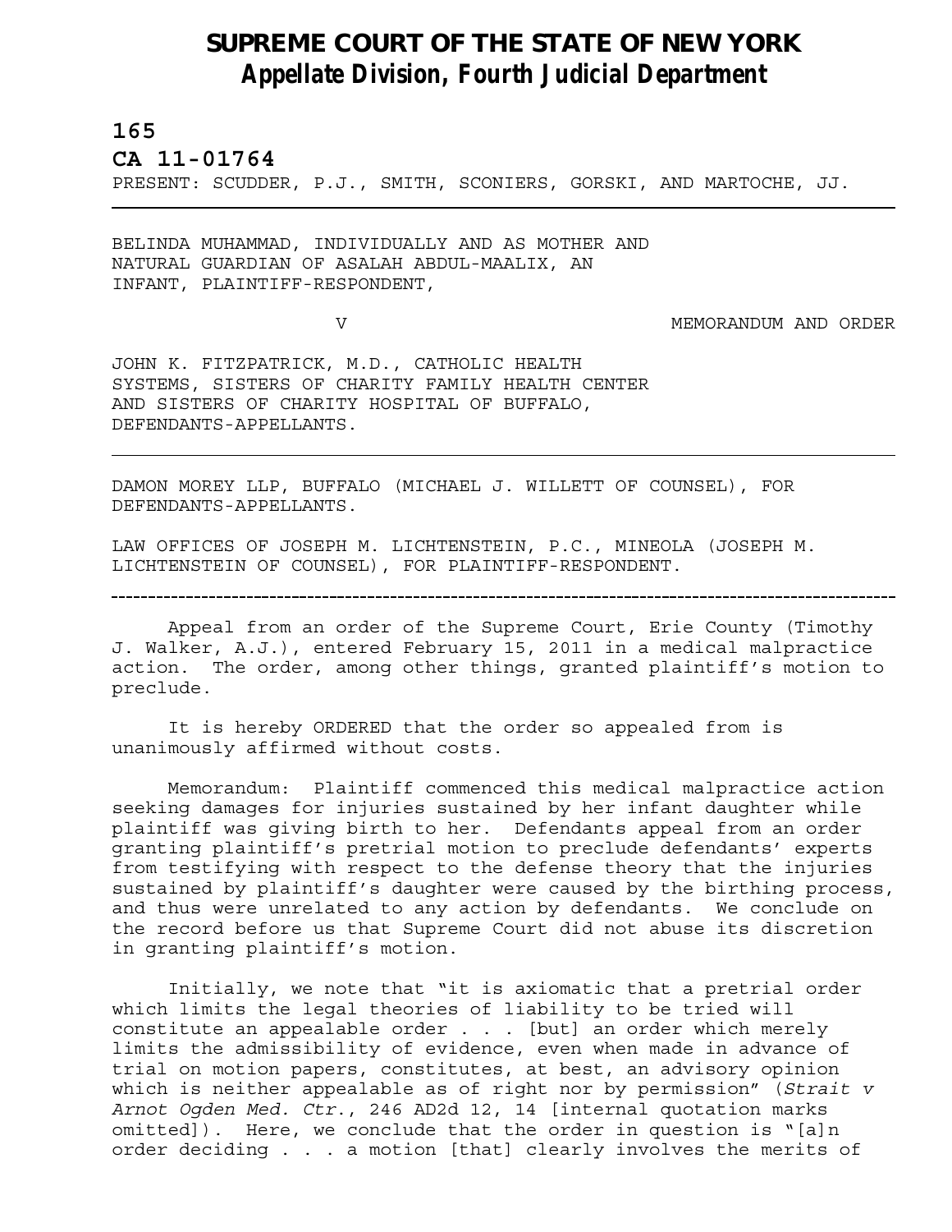# SUPREME COURT OF THE STATE OF NEW YORK
## *Appellate Division, Fourth Judicial Department*

**165**

**CA 11-01764**

PRESENT: SCUDDER, P.J., SMITH, SCONIERS, GORSKI, AND MARTOCHE, JJ.

---

BELINDA MUHAMMAD, INDIVIDUALLY AND AS MOTHER AND NATURAL GUARDIAN OF ASALAH ABDUL-MAALIX, AN INFANT, PLAINTIFF-RESPONDENT,

V MEMORANDUM AND ORDER

JOHN K. FITZPATRICK, M.D., CATHOLIC HEALTH SYSTEMS, SISTERS OF CHARITY FAMILY HEALTH CENTER AND SISTERS OF CHARITY HOSPITAL OF BUFFALO, DEFENDANTS-APPELLANTS.

---

DAMON MOREY LLP, BUFFALO (MICHAEL J. WILLETT OF COUNSEL), FOR DEFENDANTS-APPELLANTS.

LAW OFFICES OF JOSEPH M. LICHTENSTEIN, P.C., MINEOLA (JOSEPH M. LICHTENSTEIN OF COUNSEL), FOR PLAINTIFF-RESPONDENT.

---

Appeal from an order of the Supreme Court, Erie County (Timothy J. Walker, A.J.), entered February 15, 2011 in a medical malpractice action. The order, among other things, granted plaintiff's motion to preclude.

It is hereby ORDERED that the order so appealed from is unanimously affirmed without costs.

Memorandum: Plaintiff commenced this medical malpractice action seeking damages for injuries sustained by her infant daughter while plaintiff was giving birth to her. Defendants appeal from an order granting plaintiff's pretrial motion to preclude defendants' experts from testifying with respect to the defense theory that the injuries sustained by plaintiff's daughter were caused by the birthing process, and thus were unrelated to any action by defendants. We conclude on the record before us that Supreme Court did not abuse its discretion in granting plaintiff's motion.

Initially, we note that "it is axiomatic that a pretrial order which limits the legal theories of liability to be tried will constitute an appealable order . . . [but] an order which merely limits the admissibility of evidence, even when made in advance of trial on motion papers, constitutes, at best, an advisory opinion which is neither appealable as of right nor by permission" (*Strait v Arnot Ogden Med. Ctr.*, 246 AD2d 12, 14 [internal quotation marks omitted]). Here, we conclude that the order in question is "[a]n order deciding . . . a motion [that] clearly involves the merits of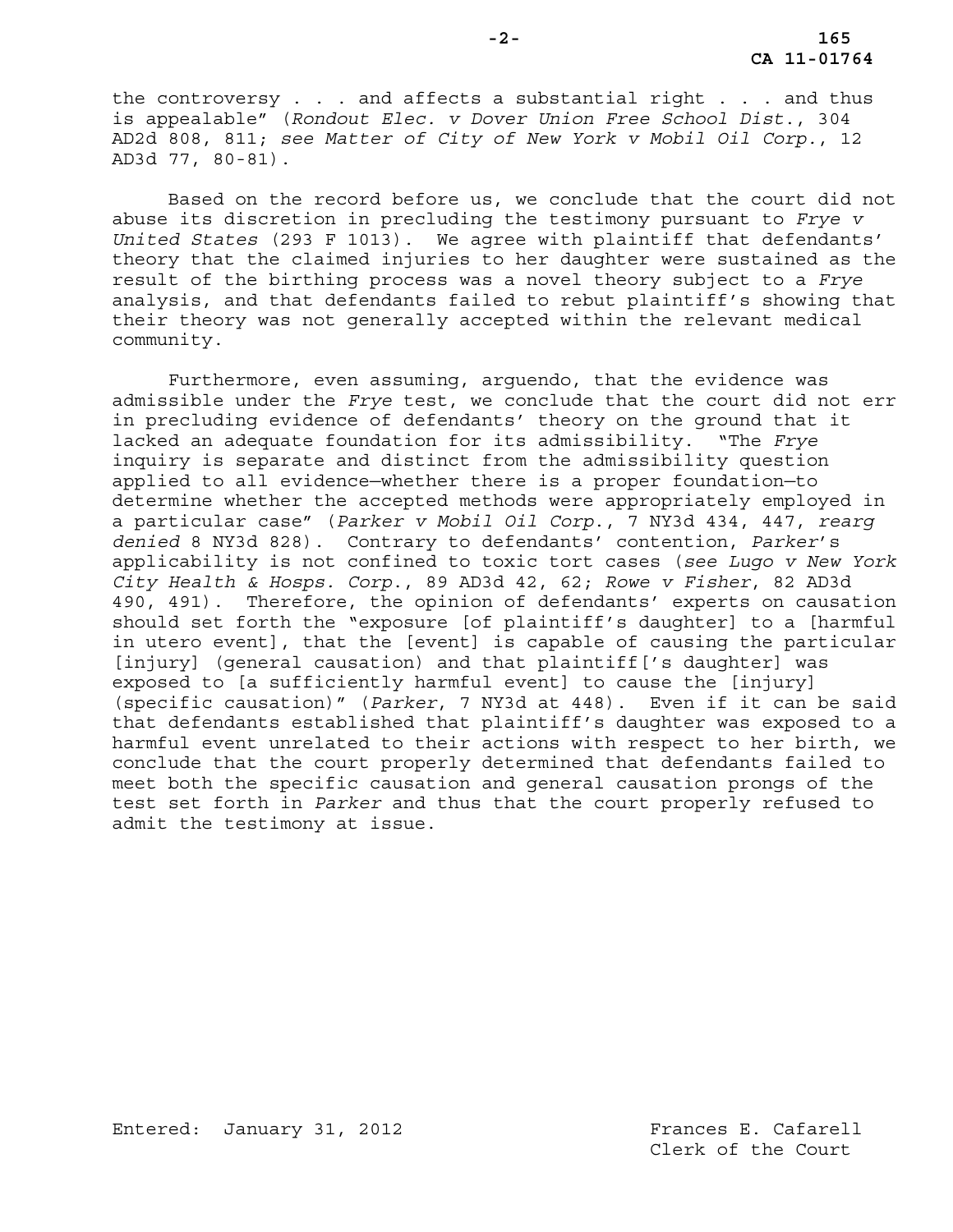the controversy . . . and affects a substantial right . . . and thus is appealable" (*Rondout Elec. v Dover Union Free School Dist.*, 304 AD2d 808, 811; *see Matter of City of New York v Mobil Oil Corp.*, 12 AD3d 77, 80-81).

Based on the record before us, we conclude that the court did not abuse its discretion in precluding the testimony pursuant to *Frye v United States* (293 F 1013). We agree with plaintiff that defendants' theory that the claimed injuries to her daughter were sustained as the result of the birthing process was a novel theory subject to a *Frye* analysis, and that defendants failed to rebut plaintiff's showing that their theory was not generally accepted within the relevant medical community.

Furthermore, even assuming, arguendo, that the evidence was admissible under the *Frye* test, we conclude that the court did not err in precluding evidence of defendants' theory on the ground that it lacked an adequate foundation for its admissibility. "The *Frye* inquiry is separate and distinct from the admissibility question applied to all evidence—whether there is a proper foundation—to determine whether the accepted methods were appropriately employed in a particular case" (*Parker v Mobil Oil Corp.*, 7 NY3d 434, 447, *rearg denied* 8 NY3d 828). Contrary to defendants' contention, *Parker*'s applicability is not confined to toxic tort cases (*see Lugo v New York City Health & Hosps. Corp.*, 89 AD3d 42, 62; *Rowe v Fisher*, 82 AD3d 490, 491). Therefore, the opinion of defendants' experts on causation should set forth the "exposure [of plaintiff's daughter] to a [harmful in utero event], that the [event] is capable of causing the particular [injury] (general causation) and that plaintiff['s daughter] was exposed to [a sufficiently harmful event] to cause the [injury] (specific causation)" (*Parker*, 7 NY3d at 448). Even if it can be said that defendants established that plaintiff's daughter was exposed to a harmful event unrelated to their actions with respect to her birth, we conclude that the court properly determined that defendants failed to meet both the specific causation and general causation prongs of the test set forth in *Parker* and thus that the court properly refused to admit the testimony at issue.

Entered: January 31, 2012

Frances E. Cafarell
Clerk of the Court